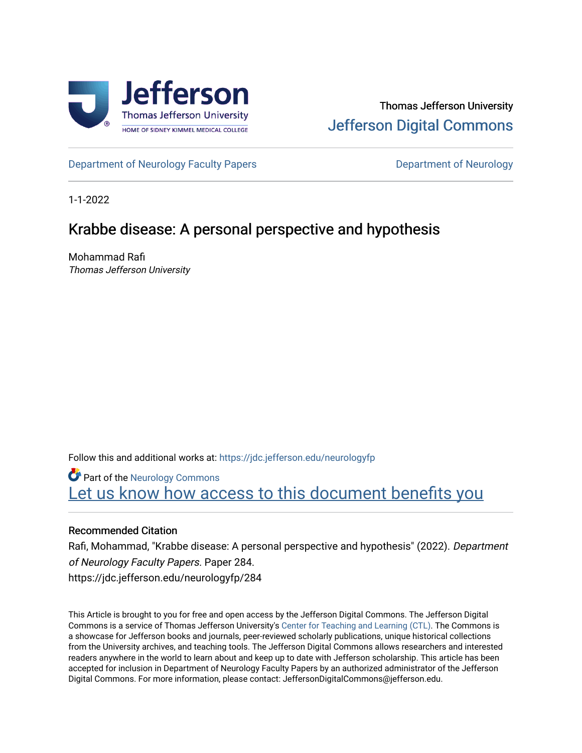Thomas Jefferson University

Jefferson Digital Commons

Department of Neurology Faculty Papers | Department of Neurology

1-1-2022

# Krabbe disease: A personal perspective and hypothesis

Mohammad Rafi

*Thomas Jefferson University*

Follow this and additional works at: https://jdc.jefferson.edu/neurologyfp

Part of the Neurology Commons

Let us know how access to this document benefits you

## Recommended Citation

Rafi, Mohammad, "Krabbe disease: A personal perspective and hypothesis" (2022). *Department of Neurology Faculty Papers.* Paper 284.

https://jdc.jefferson.edu/neurologyfp/284

This Article is brought to you for free and open access by the Jefferson Digital Commons. The Jefferson Digital Commons is a service of Thomas Jefferson University's Center for Teaching and Learning (CTL). The Commons is a showcase for Jefferson books and journals, peer-reviewed scholarly publications, unique historical collections from the University archives, and teaching tools. The Jefferson Digital Commons allows researchers and interested readers anywhere in the world to learn about and keep up to date with Jefferson scholarship. This article has been accepted for inclusion in Department of Neurology Faculty Papers by an authorized administrator of the Jefferson Digital Commons. For more information, please contact: JeffersonDigitalCommons@jefferson.edu.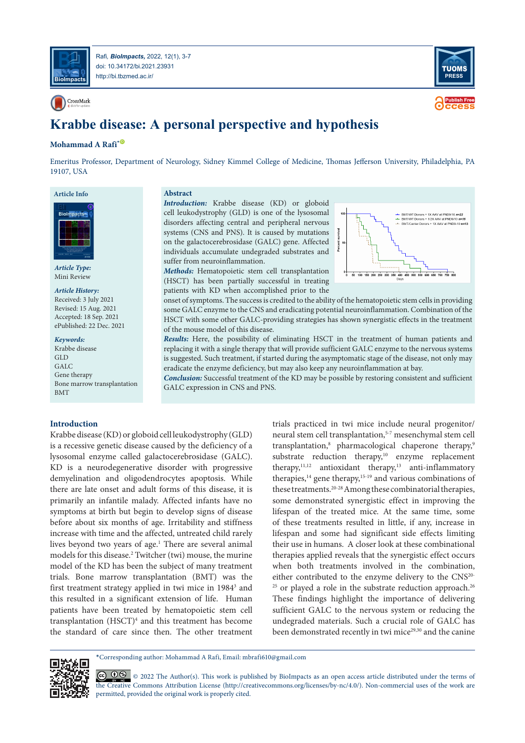# Krabbe disease: A personal perspective and hypothesis

**Mohammad A Rafi***

Emeritus Professor, Department of Neurology, Sidney Kimmel College of Medicine, Thomas Jefferson University, Philadelphia, PA 19107, USA

**Article Info**

***Article Type:***
Mini Review

***Article History:***
Received: 3 July 2021
Revised: 15 Aug. 2021
Accepted: 18 Sep. 2021
ePublished: 22 Dec. 2021

***Keywords:***
Krabbe disease
GLD
GALC
Gene therapy
Bone marrow transplantation
BMT

## Abstract

***Introduction:*** Krabbe disease (KD) or globoid cell leukodystrophy (GLD) is one of the lysosomal disorders affecting central and peripheral nervous systems (CNS and PNS). It is caused by mutations on the galactocerebrosidase (GALC) gene. Affected individuals accumulate undegraded substrates and suffer from neuroinflammation.

***Methods:*** Hematopoietic stem cell transplantation (HSCT) has been partially successful in treating patients with KD when accomplished prior to the onset of symptoms. The success is credited to the ability of the hematopoietic stem cells in providing some GALC enzyme to the CNS and eradicating potential neuroinflammation. Combination of the HSCT with some other GALC-providing strategies has shown synergistic effects in the treatment of the mouse model of this disease.

***Results:*** Here, the possibility of eliminating HSCT in the treatment of human patients and replacing it with a single therapy that will provide sufficient GALC enzyme to the nervous systems is suggested. Such treatment, if started during the asymptomatic stage of the disease, not only may eradicate the enzyme deficiency, but may also keep any neuroinflammation at bay.

***Conclusion:*** Successful treatment of the KD may be possible by restoring consistent and sufficient GALC expression in CNS and PNS.

## Introduction

Krabbe disease (KD) or globoid cell leukodystrophy (GLD) is a recessive genetic disease caused by the deficiency of a lysosomal enzyme called galactocerebrosidase (GALC). KD is a neurodegenerative disorder with progressive demyelination and oligodendrocytes apoptosis. While there are late onset and adult forms of this disease, it is primarily an infantile malady. Affected infants have no symptoms at birth but begin to develop signs of disease before about six months of age. Irritability and stiffness increase with time and the affected, untreated child rarely lives beyond two years of age.[1] There are several animal models for this disease.[2] Twitcher (twi) mouse, the murine model of the KD has been the subject of many treatment trials. Bone marrow transplantation (BMT) was the first treatment strategy applied in twi mice in 1984[3] and this resulted in a significant extension of life. Human patients have been treated by hematopoietic stem cell transplantation (HSCT)[4] and this treatment has become the standard of care since then. The other treatment trials practiced in twi mice include neural progenitor/neural stem cell transplantation,[5-7] mesenchymal stem cell transplantation,[8] pharmacological chaperone therapy,[9] substrate reduction therapy,[10] enzyme replacement therapy,[11,12] antioxidant therapy,[13] anti-inflammatory therapies,[14] gene therapy,[15-19] and various combinations of these treatments.[20-28] Among these combinatorial therapies, some demonstrated synergistic effect in improving the lifespan of the treated mice. At the same time, some of these treatments resulted in little, if any, increase in lifespan and some had significant side effects limiting their use in humans. A closer look at these combinational therapies applied reveals that the synergistic effect occurs when both treatments involved in the combination, either contributed to the enzyme delivery to the CNS[20-25] or played a role in the substrate reduction approach.[26] These findings highlight the importance of delivering sufficient GALC to the nervous system or reducing the undegraded materials. Such a crucial role of GALC has been demonstrated recently in twi mice[29,30] and the canine

*Corresponding author: Mohammad A Rafi, Email: mbrafi610@gmail.com

© 2022 The Author(s). This work is published by BioImpacts as an open access article distributed under the terms of the Creative Commons Attribution License (http://creativecommons.org/licenses/by-nc/4.0/). Non-commercial uses of the work are permitted, provided the original work is properly cited.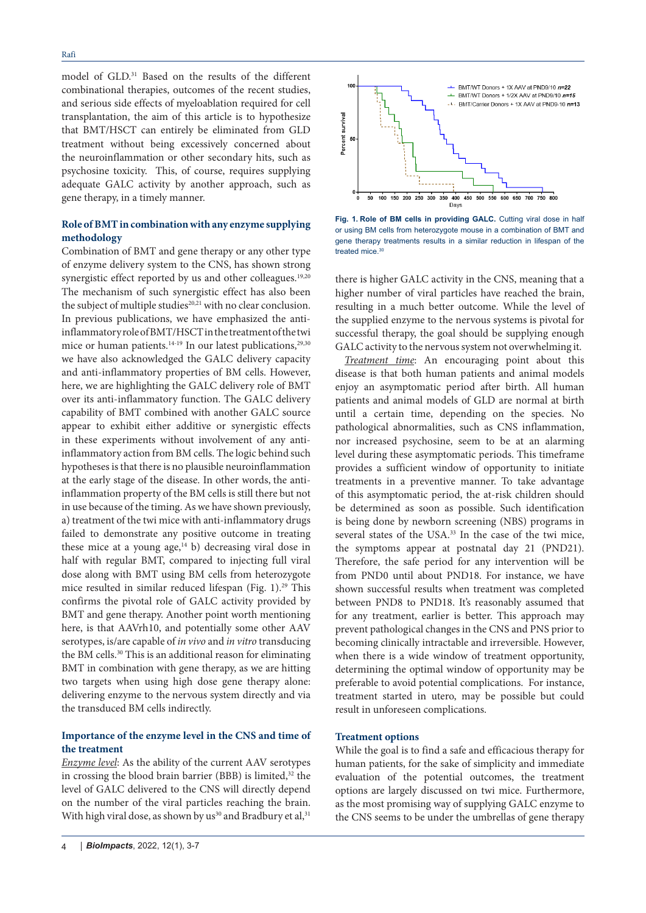model of GLD.[31] Based on the results of the different combinational therapies, outcomes of the recent studies, and serious side effects of myeloablation required for cell transplantation, the aim of this article is to hypothesize that BMT/HSCT can entirely be eliminated from GLD treatment without being excessively concerned about the neuroinflammation or other secondary hits, such as psychosine toxicity. This, of course, requires supplying adequate GALC activity by another approach, such as gene therapy, in a timely manner.

## Role of BMT in combination with any enzyme supplying methodology

Combination of BMT and gene therapy or any other type of enzyme delivery system to the CNS, has shown strong synergistic effect reported by us and other colleagues.[19,20] The mechanism of such synergistic effect has also been the subject of multiple studies[20,21] with no clear conclusion. In previous publications, we have emphasized the anti-inflammatory role of BMT/HSCT in the treatment of the twi mice or human patients.[14-19] In our latest publications,[29,30] we have also acknowledged the GALC delivery capacity and anti-inflammatory properties of BM cells. However, here, we are highlighting the GALC delivery role of BMT over its anti-inflammatory function. The GALC delivery capability of BMT combined with another GALC source appear to exhibit either additive or synergistic effects in these experiments without involvement of any anti-inflammatory action from BM cells. The logic behind such hypotheses is that there is no plausible neuroinflammation at the early stage of the disease. In other words, the anti-inflammation property of the BM cells is still there but not in use because of the timing. As we have shown previously, a) treatment of the twi mice with anti-inflammatory drugs failed to demonstrate any positive outcome in treating these mice at a young age,[14] b) decreasing viral dose in half with regular BMT, compared to injecting full viral dose along with BMT using BM cells from heterozygote mice resulted in similar reduced lifespan (Fig. 1).[29] This confirms the pivotal role of GALC activity provided by BMT and gene therapy. Another point worth mentioning here, is that AAVrh10, and potentially some other AAV serotypes, is/are capable of *in vivo* and *in vitro* transducing the BM cells.[30] This is an additional reason for eliminating BMT in combination with gene therapy, as we are hitting two targets when using high dose gene therapy alone: delivering enzyme to the nervous system directly and via the transduced BM cells indirectly.

## Importance of the enzyme level in the CNS and time of the treatment

*Enzyme level*: As the ability of the current AAV serotypes in crossing the blood brain barrier (BBB) is limited,[32] the level of GALC delivered to the CNS will directly depend on the number of the viral particles reaching the brain. With high viral dose, as shown by us[30] and Bradbury et al,[31] there is higher GALC activity in the CNS, meaning that a higher number of viral particles have reached the brain, resulting in a much better outcome. While the level of the supplied enzyme to the nervous systems is pivotal for successful therapy, the goal should be supplying enough GALC activity to the nervous system not overwhelming it.

**Fig. 1. Role of BM cells in providing GALC.** Cutting viral dose in half or using BM cells from heterozygote mouse in a combination of BMT and gene therapy treatments results in a similar reduction in lifespan of the treated mice.[30]

*Treatment time*: An encouraging point about this disease is that both human patients and animal models enjoy an asymptomatic period after birth. All human patients and animal models of GLD are normal at birth until a certain time, depending on the species. No pathological abnormalities, such as CNS inflammation, nor increased psychosine, seem to be at an alarming level during these asymptomatic periods. This timeframe provides a sufficient window of opportunity to initiate treatments in a preventive manner. To take advantage of this asymptomatic period, the at-risk children should be determined as soon as possible. Such identification is being done by newborn screening (NBS) programs in several states of the USA.[33] In the case of the twi mice, the symptoms appear at postnatal day 21 (PND21). Therefore, the safe period for any intervention will be from PND0 until about PND18. For instance, we have shown successful results when treatment was completed between PND8 to PND18. It's reasonably assumed that for any treatment, earlier is better. This approach may prevent pathological changes in the CNS and PNS prior to becoming clinically intractable and irreversible. However, when there is a wide window of treatment opportunity, determining the optimal window of opportunity may be preferable to avoid potential complications. For instance, treatment started in utero, may be possible but could result in unforeseen complications.

## Treatment options

While the goal is to find a safe and efficacious therapy for human patients, for the sake of simplicity and immediate evaluation of the potential outcomes, the treatment options are largely discussed on twi mice. Furthermore, as the most promising way of supplying GALC enzyme to the CNS seems to be under the umbrellas of gene therapy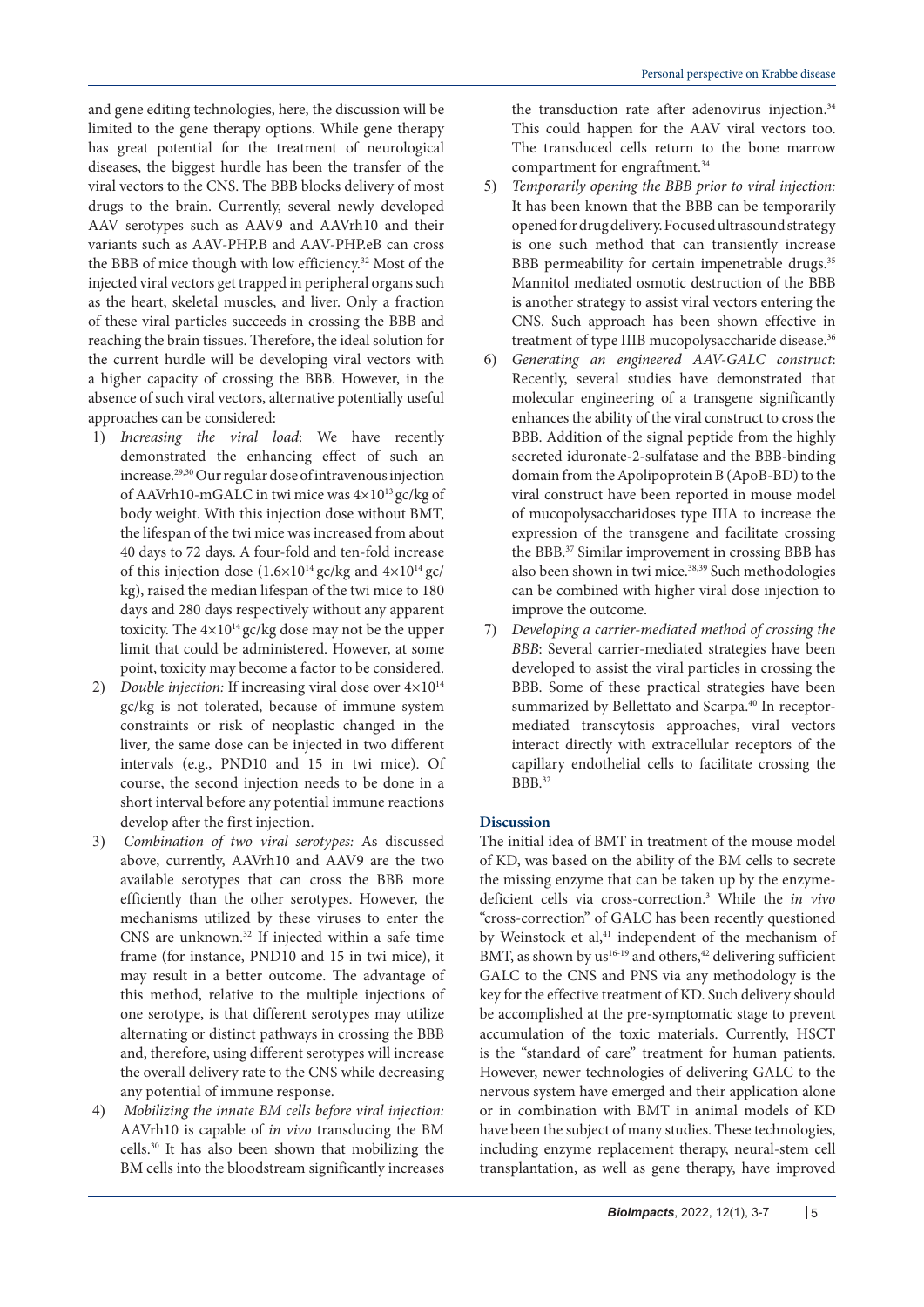and gene editing technologies, here, the discussion will be limited to the gene therapy options. While gene therapy has great potential for the treatment of neurological diseases, the biggest hurdle has been the transfer of the viral vectors to the CNS. The BBB blocks delivery of most drugs to the brain. Currently, several newly developed AAV serotypes such as AAV9 and AAVrh10 and their variants such as AAV-PHP.B and AAV-PHP.eB can cross the BBB of mice though with low efficiency.[32] Most of the injected viral vectors get trapped in peripheral organs such as the heart, skeletal muscles, and liver. Only a fraction of these viral particles succeeds in crossing the BBB and reaching the brain tissues. Therefore, the ideal solution for the current hurdle will be developing viral vectors with a higher capacity of crossing the BBB. However, in the absence of such viral vectors, alternative potentially useful approaches can be considered:

1) *Increasing the viral load*: We have recently demonstrated the enhancing effect of such an increase.[29,30] Our regular dose of intravenous injection of AAVrh10-mGALC in twi mice was $4\times10^{13}$ gc/kg of body weight. With this injection dose without BMT, the lifespan of the twi mice was increased from about 40 days to 72 days. A four-fold and ten-fold increase of this injection dose ($1.6\times10^{14}$ gc/kg and $4\times10^{14}$ gc/kg), raised the median lifespan of the twi mice to 180 days and 280 days respectively without any apparent toxicity. The $4\times10^{14}$ gc/kg dose may not be the upper limit that could be administered. However, at some point, toxicity may become a factor to be considered.
2) *Double injection:* If increasing viral dose over $4\times10^{14}$ gc/kg is not tolerated, because of immune system constraints or risk of neoplastic changed in the liver, the same dose can be injected in two different intervals (e.g., PND10 and 15 in twi mice). Of course, the second injection needs to be done in a short interval before any potential immune reactions develop after the first injection.
3) *Combination of two viral serotypes:* As discussed above, currently, AAVrh10 and AAV9 are the two available serotypes that can cross the BBB more efficiently than the other serotypes. However, the mechanisms utilized by these viruses to enter the CNS are unknown.[32] If injected within a safe time frame (for instance, PND10 and 15 in twi mice), it may result in a better outcome. The advantage of this method, relative to the multiple injections of one serotype, is that different serotypes may utilize alternating or distinct pathways in crossing the BBB and, therefore, using different serotypes will increase the overall delivery rate to the CNS while decreasing any potential of immune response.
4) *Mobilizing the innate BM cells before viral injection:* AAVrh10 is capable of *in vivo* transducing the BM cells.[30] It has also been shown that mobilizing the BM cells into the bloodstream significantly increases the transduction rate after adenovirus injection.[34] This could happen for the AAV viral vectors too. The transduced cells return to the bone marrow compartment for engraftment.[34]
5) *Temporarily opening the BBB prior to viral injection:* It has been known that the BBB can be temporarily opened for drug delivery. Focused ultrasound strategy is one such method that can transiently increase BBB permeability for certain impenetrable drugs.[35] Mannitol mediated osmotic destruction of the BBB is another strategy to assist viral vectors entering the CNS. Such approach has been shown effective in treatment of type IIIB mucopolysaccharide disease.[36]
6) *Generating an engineered AAV-GALC construct*: Recently, several studies have demonstrated that molecular engineering of a transgene significantly enhances the ability of the viral construct to cross the BBB. Addition of the signal peptide from the highly secreted iduronate-2-sulfatase and the BBB-binding domain from the Apolipoprotein B (ApoB-BD) to the viral construct have been reported in mouse model of mucopolysaccharidoses type IIIA to increase the expression of the transgene and facilitate crossing the BBB.[37] Similar improvement in crossing BBB has also been shown in twi mice.[38,39] Such methodologies can be combined with higher viral dose injection to improve the outcome.
7) *Developing a carrier-mediated method of crossing the BBB*: Several carrier-mediated strategies have been developed to assist the viral particles in crossing the BBB. Some of these practical strategies have been summarized by Bellettato and Scarpa.[40] In receptor-mediated transcytosis approaches, viral vectors interact directly with extracellular receptors of the capillary endothelial cells to facilitate crossing the BBB.[32]

## Discussion

The initial idea of BMT in treatment of the mouse model of KD, was based on the ability of the BM cells to secrete the missing enzyme that can be taken up by the enzyme-deficient cells via cross-correction.[3] While the *in vivo* "cross-correction" of GALC has been recently questioned by Weinstock et al,[41] independent of the mechanism of BMT, as shown by us[16-19] and others,[42] delivering sufficient GALC to the CNS and PNS via any methodology is the key for the effective treatment of KD. Such delivery should be accomplished at the pre-symptomatic stage to prevent accumulation of the toxic materials. Currently, HSCT is the "standard of care" treatment for human patients. However, newer technologies of delivering GALC to the nervous system have emerged and their application alone or in combination with BMT in animal models of KD have been the subject of many studies. These technologies, including enzyme replacement therapy, neural-stem cell transplantation, as well as gene therapy, have improved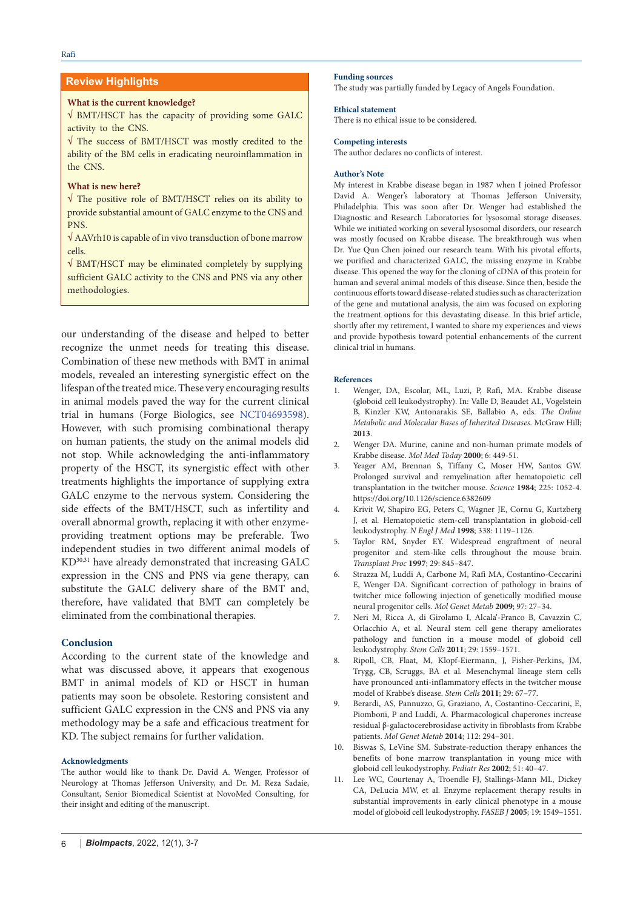## Review Highlights

**What is the current knowledge?**

√ BMT/HSCT has the capacity of providing some GALC activity to the CNS.

√ The success of BMT/HSCT was mostly credited to the ability of the BM cells in eradicating neuroinflammation in the CNS.

**What is new here?**

√ The positive role of BMT/HSCT relies on its ability to provide substantial amount of GALC enzyme to the CNS and PNS.

√ AAVrh10 is capable of in vivo transduction of bone marrow cells.

√ BMT/HSCT may be eliminated completely by supplying sufficient GALC activity to the CNS and PNS via any other methodologies.

our understanding of the disease and helped to better recognize the unmet needs for treating this disease. Combination of these new methods with BMT in animal models, revealed an interesting synergistic effect on the lifespan of the treated mice. These very encouraging results in animal models paved the way for the current clinical trial in humans (Forge Biologics, see NCT04693598). However, with such promising combinational therapy on human patients, the study on the animal models did not stop. While acknowledging the anti-inflammatory property of the HSCT, its synergistic effect with other treatments highlights the importance of supplying extra GALC enzyme to the nervous system. Considering the side effects of the BMT/HSCT, such as infertility and overall abnormal growth, replacing it with other enzyme-providing treatment options may be preferable. Two independent studies in two different animal models of KD[30,31] have already demonstrated that increasing GALC expression in the CNS and PNS via gene therapy, can substitute the GALC delivery share of the BMT and, therefore, have validated that BMT can completely be eliminated from the combinational therapies.

## Conclusion

According to the current state of the knowledge and what was discussed above, it appears that exogenous BMT in animal models of KD or HSCT in human patients may soon be obsolete. Restoring consistent and sufficient GALC expression in the CNS and PNS via any methodology may be a safe and efficacious treatment for KD. The subject remains for further validation.

### Acknowledgments

The author would like to thank Dr. David A. Wenger, Professor of Neurology at Thomas Jefferson University, and Dr. M. Reza Sadaie, Consultant, Senior Biomedical Scientist at NovoMed Consulting, for their insight and editing of the manuscript.

### Funding sources

The study was partially funded by Legacy of Angels Foundation.

### Ethical statement

There is no ethical issue to be considered.

### Competing interests

The author declares no conflicts of interest.

### Author's Note

My interest in Krabbe disease began in 1987 when I joined Professor David A. Wenger's laboratory at Thomas Jefferson University, Philadelphia. This was soon after Dr. Wenger had established the Diagnostic and Research Laboratories for lysosomal storage diseases. While we initiated working on several lysosomal disorders, our research was mostly focused on Krabbe disease. The breakthrough was when Dr. Yue Qun Chen joined our research team. With his pivotal efforts, we purified and characterized GALC, the missing enzyme in Krabbe disease. This opened the way for the cloning of cDNA of this protein for human and several animal models of this disease. Since then, beside the continuous efforts toward disease-related studies such as characterization of the gene and mutational analysis, the aim was focused on exploring the treatment options for this devastating disease. In this brief article, shortly after my retirement, I wanted to share my experiences and views and provide hypothesis toward potential enhancements of the current clinical trial in humans.

### References

1. Wenger, DA, Escolar, ML, Luzi, P, Rafi, MA. Krabbe disease (globoid cell leukodystrophy). In: Valle D, Beaudet AL, Vogelstein B, Kinzler KW, Antonarakis SE, Ballabio A, eds. *The Online Metabolic and Molecular Bases of Inherited Diseases*. McGraw Hill; **2013**.
2. Wenger DA. Murine, canine and non-human primate models of Krabbe disease. *Mol Med Today* **2000**; 6: 449-51.
3. Yeager AM, Brennan S, Tiffany C, Moser HW, Santos GW. Prolonged survival and remyelination after hematopoietic cell transplantation in the twitcher mouse. *Science* **1984**; 225: 1052-4. https://doi.org/10.1126/science.6382609
4. Krivit W, Shapiro EG, Peters C, Wagner JE, Cornu G, Kurtzberg J, et al. Hematopoietic stem-cell transplantation in globoid-cell leukodystrophy. *N Engl J Med* **1998**; 338: 1119–1126.
5. Taylor RM, Snyder EY. Widespread engraftment of neural progenitor and stem-like cells throughout the mouse brain. *Transplant Proc* **1997**; 29: 845–847.
6. Strazza M, Luddi A, Carbone M, Rafi MA, Costantino-Ceccarini E, Wenger DA. Significant correction of pathology in brains of twitcher mice following injection of genetically modified mouse neural progenitor cells. *Mol Genet Metab* **2009**; 97: 27–34.
7. Neri M, Ricca A, di Girolamo I, Alcala'-Franco B, Cavazzin C, Orlacchio A, et al. Neural stem cell gene therapy ameliorates pathology and function in a mouse model of globoid cell leukodystrophy. *Stem Cells* **2011**; 29: 1559–1571.
8. Ripoll, CB, Flaat, M, Klopf-Eiermann, J, Fisher-Perkins, JM, Trygg, CB, Scruggs, BA et al. Mesenchymal lineage stem cells have pronounced anti-inflammatory effects in the twitcher mouse model of Krabbe's disease. *Stem Cells* **2011**; 29: 67–77.
9. Berardi, AS, Pannuzzo, G, Graziano, A, Costantino-Ceccarini, E, Piomboni, P and Luddi, A. Pharmacological chaperones increase residual β-galactocerebrosidase activity in fibroblasts from Krabbe patients. *Mol Genet Metab* **2014**; 112: 294–301.
10. Biswas S, LeVine SM. Substrate-reduction therapy enhances the benefits of bone marrow transplantation in young mice with globoid cell leukodystrophy. *Pediatr Res* **2002**; 51: 40–47.
11. Lee WC, Courtenay A, Troendle FJ, Stallings-Mann ML, Dickey CA, DeLucia MW, et al. Enzyme replacement therapy results in substantial improvements in early clinical phenotype in a mouse model of globoid cell leukodystrophy. *FASEB J* **2005**; 19: 1549–1551.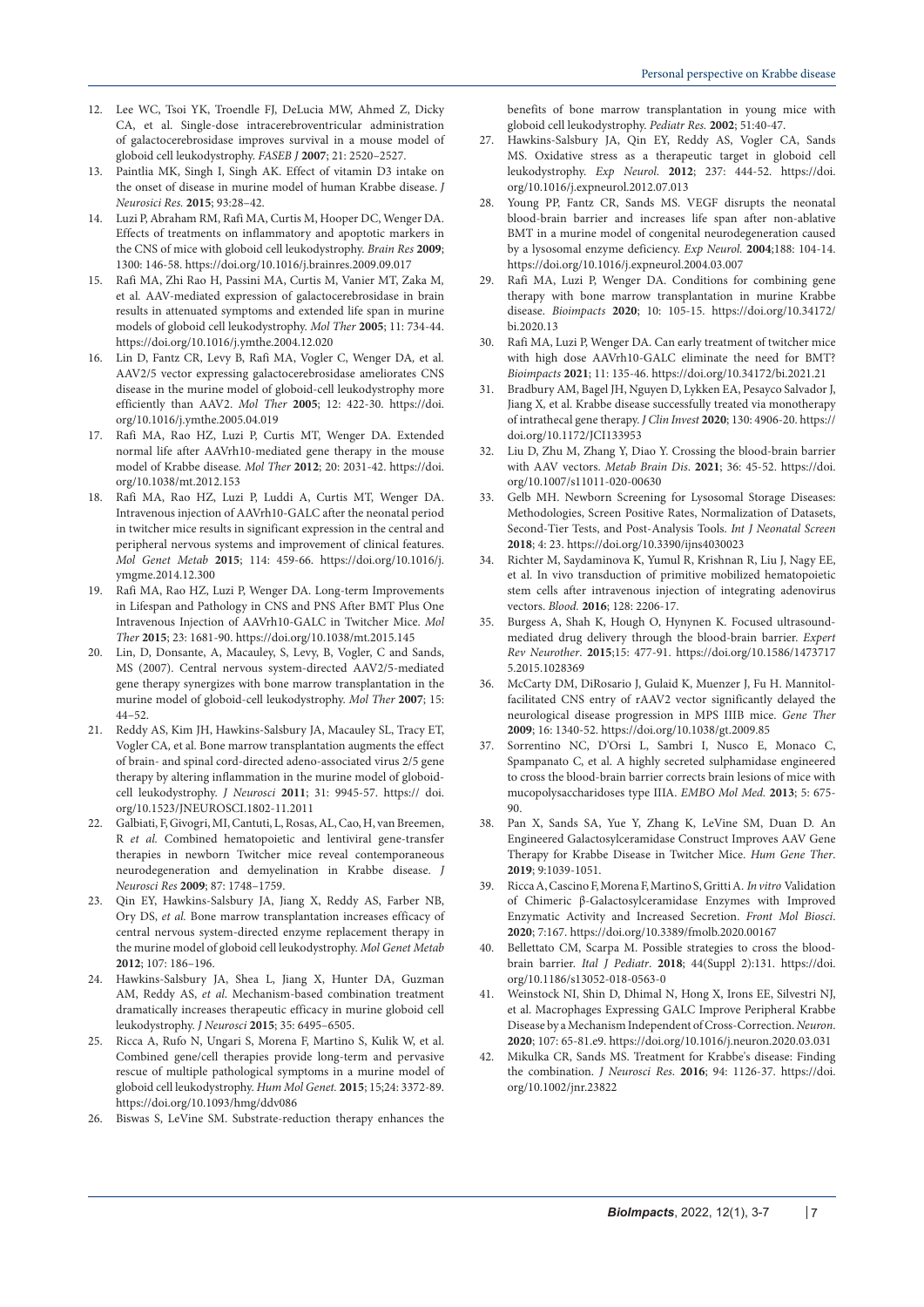12. Lee WC, Tsoi YK, Troendle FJ, DeLucia MW, Ahmed Z, Dicky CA, et al. Single-dose intracerebroventricular administration of galactocerebrosidase improves survival in a mouse model of globoid cell leukodystrophy. *FASEB J* **2007**; 21: 2520–2527.
13. Paintlia MK, Singh I, Singh AK. Effect of vitamin D3 intake on the onset of disease in murine model of human Krabbe disease. *J Neurosici Res.* **2015**; 93:28–42.
14. Luzi P, Abraham RM, Rafi MA, Curtis M, Hooper DC, Wenger DA. Effects of treatments on inflammatory and apoptotic markers in the CNS of mice with globoid cell leukodystrophy. *Brain Res* **2009**; 1300: 146-58. https://doi.org/10.1016/j.brainres.2009.09.017
15. Rafi MA, Zhi Rao H, Passini MA, Curtis M, Vanier MT, Zaka M, et al. AAV-mediated expression of galactocerebrosidase in brain results in attenuated symptoms and extended life span in murine models of globoid cell leukodystrophy. *Mol Ther* **2005**; 11: 734-44. https://doi.org/10.1016/j.ymthe.2004.12.020
16. Lin D, Fantz CR, Levy B, Rafi MA, Vogler C, Wenger DA, et al. AAV2/5 vector expressing galactocerebrosidase ameliorates CNS disease in the murine model of globoid-cell leukodystrophy more efficiently than AAV2. *Mol Ther* **2005**; 12: 422-30. https://doi.org/10.1016/j.ymthe.2005.04.019
17. Rafi MA, Rao HZ, Luzi P, Curtis MT, Wenger DA. Extended normal life after AAVrh10-mediated gene therapy in the mouse model of Krabbe disease. *Mol Ther* **2012**; 20: 2031-42. https://doi.org/10.1038/mt.2012.153
18. Rafi MA, Rao HZ, Luzi P, Luddi A, Curtis MT, Wenger DA. Intravenous injection of AAVrh10-GALC after the neonatal period in twitcher mice results in significant expression in the central and peripheral nervous systems and improvement of clinical features. *Mol Genet Metab* **2015**; 114: 459-66. https://doi.org/10.1016/j.ymgme.2014.12.300
19. Rafi MA, Rao HZ, Luzi P, Wenger DA. Long-term Improvements in Lifespan and Pathology in CNS and PNS After BMT Plus One Intravenous Injection of AAVrh10-GALC in Twitcher Mice. *Mol Ther* **2015**; 23: 1681-90. https://doi.org/10.1038/mt.2015.145
20. Lin, D, Donsante, A, Macauley, S, Levy, B, Vogler, C and Sands, MS (2007). Central nervous system-directed AAV2/5-mediated gene therapy synergizes with bone marrow transplantation in the murine model of globoid-cell leukodystrophy. *Mol Ther* **2007**; 15: 44–52.
21. Reddy AS, Kim JH, Hawkins-Salsbury JA, Macauley SL, Tracy ET, Vogler CA, et al. Bone marrow transplantation augments the effect of brain- and spinal cord-directed adeno-associated virus 2/5 gene therapy by altering inflammation in the murine model of globoid-cell leukodystrophy. *J Neurosci* **2011**; 31: 9945-57. https:// doi.org/10.1523/JNEUROSCI.1802-11.2011
22. Galbiati, F, Givogri, MI, Cantuti, L, Rosas, AL, Cao, H, van Breemen, R *et al.* Combined hematopoietic and lentiviral gene-transfer therapies in newborn Twitcher mice reveal contemporaneous neurodegeneration and demyelination in Krabbe disease. *J Neurosci Res* **2009**; 87: 1748–1759.
23. Qin EY, Hawkins-Salsbury JA, Jiang X, Reddy AS, Farber NB, Ory DS, *et al.* Bone marrow transplantation increases efficacy of central nervous system-directed enzyme replacement therapy in the murine model of globoid cell leukodystrophy. *Mol Genet Metab* **2012**; 107: 186–196.
24. Hawkins-Salsbury JA, Shea L, Jiang X, Hunter DA, Guzman AM, Reddy AS, *et al.* Mechanism-based combination treatment dramatically increases therapeutic efficacy in murine globoid cell leukodystrophy. *J Neurosci* **2015**; 35: 6495–6505.
25. Ricca A, Rufo N, Ungari S, Morena F, Martino S, Kulik W, et al. Combined gene/cell therapies provide long-term and pervasive rescue of multiple pathological symptoms in a murine model of globoid cell leukodystrophy. *Hum Mol Genet.* **2015**; 15;24: 3372-89. https://doi.org/10.1093/hmg/ddv086
26. Biswas S, LeVine SM. Substrate-reduction therapy enhances the benefits of bone marrow transplantation in young mice with globoid cell leukodystrophy. *Pediatr Res.* **2002**; 51:40-47.
27. Hawkins-Salsbury JA, Qin EY, Reddy AS, Vogler CA, Sands MS. Oxidative stress as a therapeutic target in globoid cell leukodystrophy. *Exp Neurol*. **2012**; 237: 444-52. https://doi.org/10.1016/j.expneurol.2012.07.013
28. Young PP, Fantz CR, Sands MS. VEGF disrupts the neonatal blood-brain barrier and increases life span after non-ablative BMT in a murine model of congenital neurodegeneration caused by a lysosomal enzyme deficiency. *Exp Neurol.* **2004**;188: 104-14. https://doi.org/10.1016/j.expneurol.2004.03.007
29. Rafi MA, Luzi P, Wenger DA. Conditions for combining gene therapy with bone marrow transplantation in murine Krabbe disease. *Bioimpacts* **2020**; 10: 105-15. https://doi.org/10.34172/bi.2020.13
30. Rafi MA, Luzi P, Wenger DA. Can early treatment of twitcher mice with high dose AAVrh10-GALC eliminate the need for BMT? *Bioimpacts* **2021**; 11: 135-46. https://doi.org/10.34172/bi.2021.21
31. Bradbury AM, Bagel JH, Nguyen D, Lykken EA, Pesayco Salvador J, Jiang X, et al. Krabbe disease successfully treated via monotherapy of intrathecal gene therapy. *J Clin Invest* **2020**; 130: 4906-20. https://doi.org/10.1172/JCI133953
32. Liu D, Zhu M, Zhang Y, Diao Y. Crossing the blood-brain barrier with AAV vectors. *Metab Brain Dis*. **2021**; 36: 45-52. https://doi.org/10.1007/s11011-020-00630
33. Gelb MH. Newborn Screening for Lysosomal Storage Diseases: Methodologies, Screen Positive Rates, Normalization of Datasets, Second-Tier Tests, and Post-Analysis Tools. *Int J Neonatal Screen* **2018**; 4: 23. https://doi.org/10.3390/ijns4030023
34. Richter M, Saydaminova K, Yumul R, Krishnan R, Liu J, Nagy EE, et al. In vivo transduction of primitive mobilized hematopoietic stem cells after intravenous injection of integrating adenovirus vectors. *Blood.* **2016**; 128: 2206-17.
35. Burgess A, Shah K, Hough O, Hynynen K. Focused ultrasound-mediated drug delivery through the blood-brain barrier. *Expert Rev Neurother*. **2015**;15: 477-91. https://doi.org/10.1586/14737175.2015.1028369
36. McCarty DM, DiRosario J, Gulaid K, Muenzer J, Fu H. Mannitol-facilitated CNS entry of rAAV2 vector significantly delayed the neurological disease progression in MPS IIIB mice. *Gene Ther* **2009**; 16: 1340-52. https://doi.org/10.1038/gt.2009.85
37. Sorrentino NC, D'Orsi L, Sambri I, Nusco E, Monaco C, Spampanato C, et al. A highly secreted sulphamidase engineered to cross the blood-brain barrier corrects brain lesions of mice with mucopolysaccharidoses type IIIA. *EMBO Mol Med.* **2013**; 5: 675-90.
38. Pan X, Sands SA, Yue Y, Zhang K, LeVine SM, Duan D. An Engineered Galactosylceramidase Construct Improves AAV Gene Therapy for Krabbe Disease in Twitcher Mice. *Hum Gene Ther*. **2019**; 9:1039-1051.
39. Ricca A, Cascino F, Morena F, Martino S, Gritti A. *In vitro* Validation of Chimeric β-Galactosylceramidase Enzymes with Improved Enzymatic Activity and Increased Secretion. *Front Mol Biosci*. **2020**; 7:167. https://doi.org/10.3389/fmolb.2020.00167
40. Bellettato CM, Scarpa M. Possible strategies to cross the blood-brain barrier. *Ital J Pediatr*. **2018**; 44(Suppl 2):131. https://doi.org/10.1186/s13052-018-0563-0
41. Weinstock NI, Shin D, Dhimal N, Hong X, Irons EE, Silvestri NJ, et al. Macrophages Expressing GALC Improve Peripheral Krabbe Disease by a Mechanism Independent of Cross-Correction. *Neuron*. **2020**; 107: 65-81.e9. https://doi.org/10.1016/j.neuron.2020.03.031
42. Mikulka CR, Sands MS. Treatment for Krabbe's disease: Finding the combination. *J Neurosci Res*. **2016**; 94: 1126-37. https://doi.org/10.1002/jnr.23822